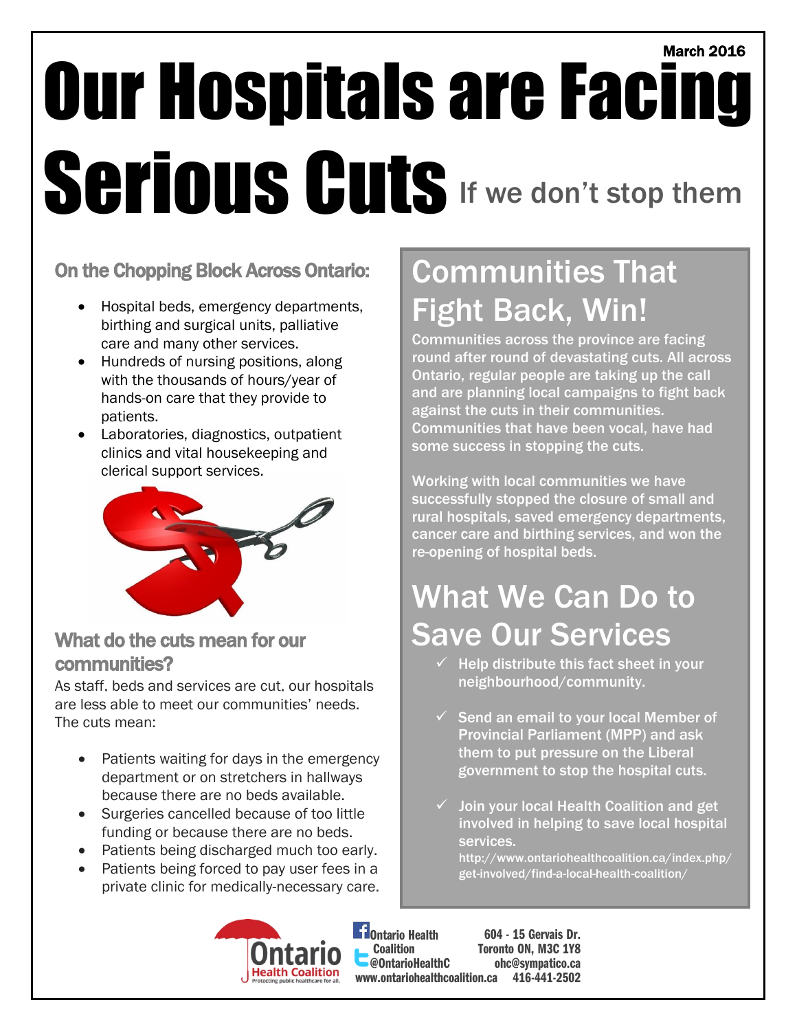March 2016

# Our Hospitals are Facing Serious Cuts If we don't stop them

## On the Chopping Block Across Ontario:

- Hospital beds, emergency departments, birthing and surgical units, palliative care and many other services.
- Hundreds of nursing positions, along with the thousands of hours/year of hands-on care that they provide to patients.
- Laboratories, diagnostics, outpatient clinics and vital housekeeping and clerical support services.

## What do the cuts mean for our communities?

As staff, beds and services are cut, our hospitals are less able to meet our communities' needs. The cuts mean:

- Patients waiting for days in the emergency department or on stretchers in hallways because there are no beds available.
- Surgeries cancelled because of too little funding or because there are no beds.
- Patients being discharged much too early.
- Patients being forced to pay user fees in a private clinic for medically-necessary care.

## Communities That Fight Back, Win!

Communities across the province are facing round after round of devastating cuts. All across Ontario, regular people are taking up the call and are planning local campaigns to fight back against the cuts in their communities. Communities that have been vocal, have had some success in stopping the cuts.

Working with local communities we have successfully stopped the closure of small and rural hospitals, saved emergency departments, cancer care and birthing services, and won the re-opening of hospital beds.

## What We Can Do to Save Our Services

- ✓ Help distribute this fact sheet in your neighbourhood/community.
- ✓ Send an email to your local Member of Provincial Parliament (MPP) and ask them to put pressure on the Liberal government to stop the hospital cuts.
- ✓ Join your local Health Coalition and get involved in helping to save local hospital services.
  http://www.ontariohealthcoalition.ca/index.php/get-involved/find-a-local-health-coalition/

Ontario Health Coalition
Protecting public healthcare for all.

Ontario Health Coalition
@OntarioHealthC
www.ontariohealthcoalition.ca

604 - 15 Gervais Dr.
Toronto ON, M3C 1Y8
ohc@sympatico.ca
416-441-2502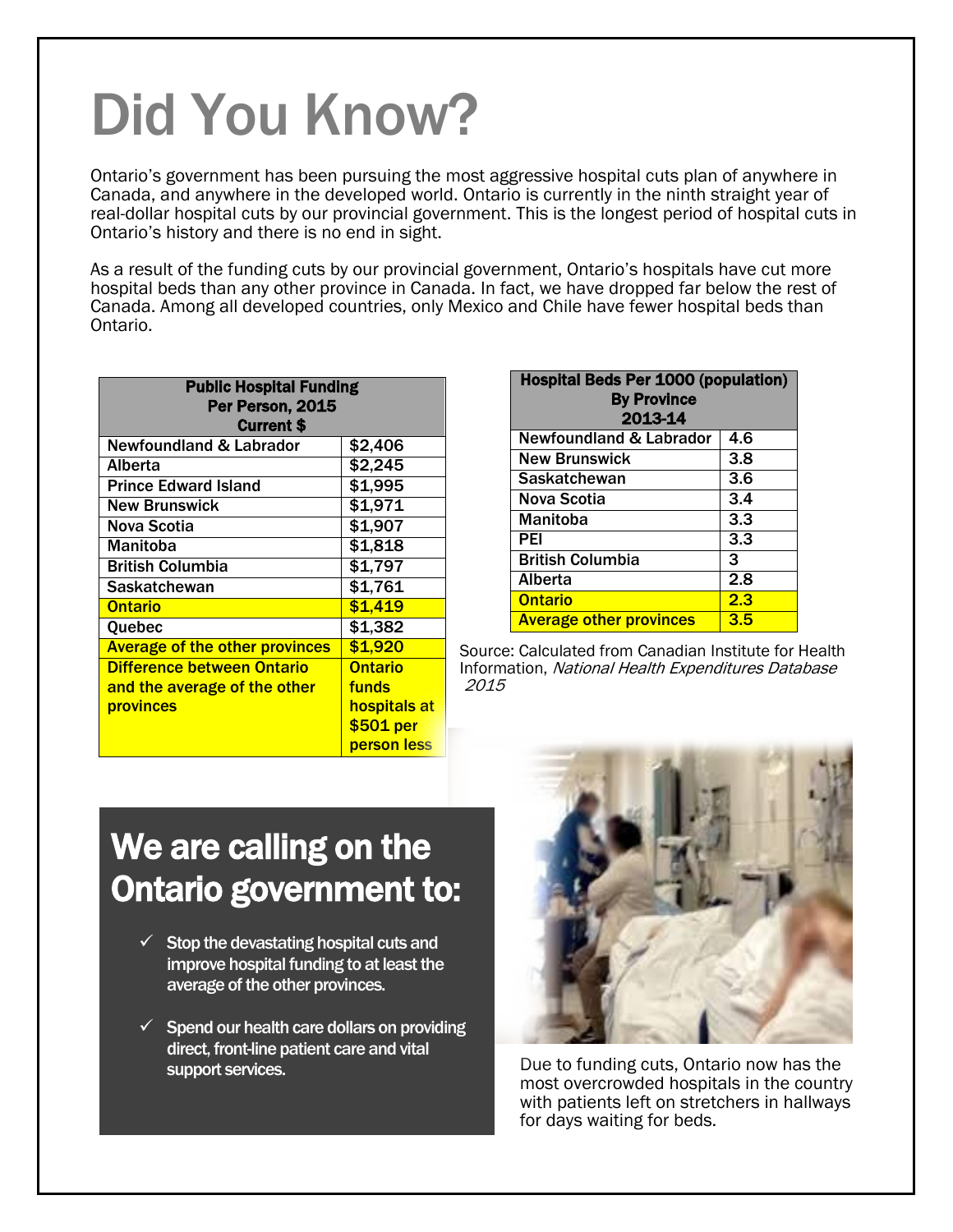# Did You Know?

Ontario's government has been pursuing the most aggressive hospital cuts plan of anywhere in Canada, and anywhere in the developed world. Ontario is currently in the ninth straight year of real-dollar hospital cuts by our provincial government. This is the longest period of hospital cuts in Ontario's history and there is no end in sight.

As a result of the funding cuts by our provincial government, Ontario's hospitals have cut more hospital beds than any other province in Canada. In fact, we have dropped far below the rest of Canada. Among all developed countries, only Mexico and Chile have fewer hospital beds than Ontario.

| Public Hospital Funding Per Person, 2015 Current $ | |
|---|---|
| Newfoundland & Labrador | $2,406 |
| Alberta | $2,245 |
| Prince Edward Island | $1,995 |
| New Brunswick | $1,971 |
| Nova Scotia | $1,907 |
| Manitoba | $1,818 |
| British Columbia | $1,797 |
| Saskatchewan | $1,761 |
| **Ontario** | **$1,419** |
| Quebec | $1,382 |
| **Average of the other provinces** | **$1,920** |
| **Difference between Ontario and the average of the other provinces** | **Ontario funds hospitals at $501 per person less** |

| Hospital Beds Per 1000 (population) By Province 2013-14 | |
|---|---|
| Newfoundland & Labrador | 4.6 |
| New Brunswick | 3.8 |
| Saskatchewan | 3.6 |
| Nova Scotia | 3.4 |
| Manitoba | 3.3 |
| PEI | 3.3 |
| British Columbia | 3 |
| Alberta | 2.8 |
| **Ontario** | **2.3** |
| **Average other provinces** | **3.5** |

Source: Calculated from Canadian Institute for Health Information, *National Health Expenditures Database 2015*

## We are calling on the Ontario government to:

- ✓ Stop the devastating hospital cuts and improve hospital funding to at least the average of the other provinces.
- ✓ Spend our health care dollars on providing direct, front-line patient care and vital support services.

Due to funding cuts, Ontario now has the most overcrowded hospitals in the country with patients left on stretchers in hallways for days waiting for beds.